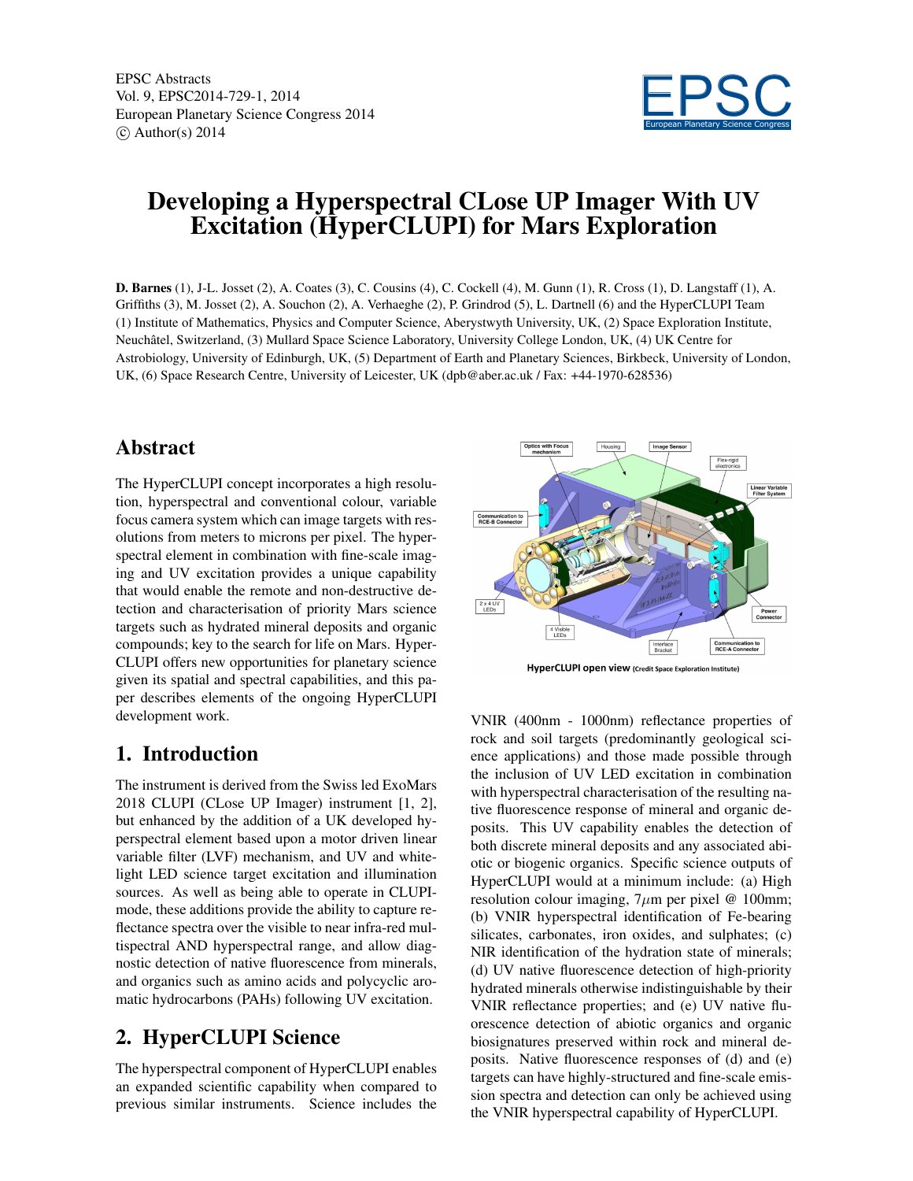EPSC Abstracts
Vol. 9, EPSC2014-729-1, 2014
European Planetary Science Congress 2014
© Author(s) 2014

# Developing a Hyperspectral CLose UP Imager With UV Excitation (HyperCLUPI) for Mars Exploration

**D. Barnes** (1), J-L. Josset (2), A. Coates (3), C. Cousins (4), C. Cockell (4), M. Gunn (1), R. Cross (1), D. Langstaff (1), A. Griffiths (3), M. Josset (2), A. Souchon (2), A. Verhaeghe (2), P. Grindrod (5), L. Dartnell (6) and the HyperCLUPI Team
(1) Institute of Mathematics, Physics and Computer Science, Aberystwyth University, UK, (2) Space Exploration Institute, Neuchâtel, Switzerland, (3) Mullard Space Science Laboratory, University College London, UK, (4) UK Centre for Astrobiology, University of Edinburgh, UK, (5) Department of Earth and Planetary Sciences, Birkbeck, University of London, UK, (6) Space Research Centre, University of Leicester, UK (dpb@aber.ac.uk / Fax: +44-1970-628536)

## Abstract

The HyperCLUPI concept incorporates a high resolution, hyperspectral and conventional colour, variable focus camera system which can image targets with resolutions from meters to microns per pixel. The hyperspectral element in combination with fine-scale imaging and UV excitation provides a unique capability that would enable the remote and non-destructive detection and characterisation of priority Mars science targets such as hydrated mineral deposits and organic compounds; key to the search for life on Mars. HyperCLUPI offers new opportunities for planetary science given its spatial and spectral capabilities, and this paper describes elements of the ongoing HyperCLUPI development work.

## 1. Introduction

The instrument is derived from the Swiss led ExoMars 2018 CLUPI (CLose UP Imager) instrument [1, 2], but enhanced by the addition of a UK developed hyperspectral element based upon a motor driven linear variable filter (LVF) mechanism, and UV and white-light LED science target excitation and illumination sources. As well as being able to operate in CLUPI-mode, these additions provide the ability to capture reflectance spectra over the visible to near infra-red multispectral AND hyperspectral range, and allow diagnostic detection of native fluorescence from minerals, and organics such as amino acids and polycyclic aromatic hydrocarbons (PAHs) following UV excitation.

## 2. HyperCLUPI Science

The hyperspectral component of HyperCLUPI enables an expanded scientific capability when compared to previous similar instruments. Science includes the VNIR (400nm - 1000nm) reflectance properties of rock and soil targets (predominantly geological science applications) and those made possible through the inclusion of UV LED excitation in combination with hyperspectral characterisation of the resulting native fluorescence response of mineral and organic deposits. This UV capability enables the detection of both discrete mineral deposits and any associated abiotic or biogenic organics. Specific science outputs of HyperCLUPI would at a minimum include: (a) High resolution colour imaging, 7$\mu$m per pixel @ 100mm; (b) VNIR hyperspectral identification of Fe-bearing silicates, carbonates, iron oxides, and sulphates; (c) NIR identification of the hydration state of minerals; (d) UV native fluorescence detection of high-priority hydrated minerals otherwise indistinguishable by their VNIR reflectance properties; and (e) UV native fluorescence detection of abiotic organics and organic biosignatures preserved within rock and mineral deposits. Native fluorescence responses of (d) and (e) targets can have highly-structured and fine-scale emission spectra and detection can only be achieved using the VNIR hyperspectral capability of HyperCLUPI.

HyperCLUPI open view (Credit Space Exploration Institute)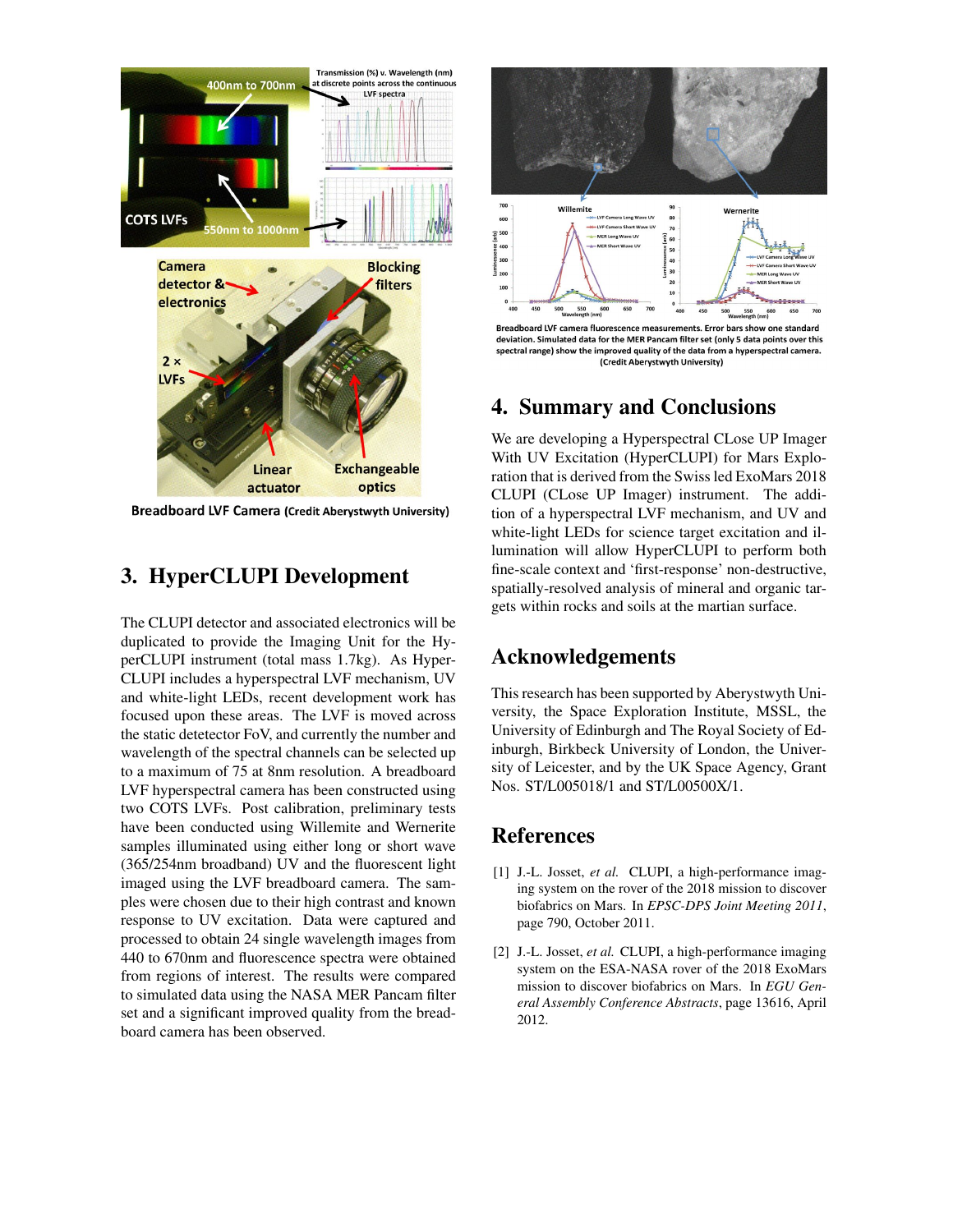400nm to 700nm

Transmission (%) v. Wavelength (nm) at discrete points across the continuous LVF spectra

COTS LVFs

550nm to 1000nm

Camera detector & electronics

Blocking filters

2 × LVFs

Linear actuator

Exchangeable optics

**Breadboard LVF Camera** (Credit Aberystwyth University)

Willemite

Wernerite

Breadboard LVF camera fluorescence measurements. Error bars show one standard deviation. Simulated data for the MER Pancam filter set (only 5 data points over this spectral range) show the improved quality of the data from a hyperspectral camera. (Credit Aberystwyth University)

## 3. HyperCLUPI Development

The CLUPI detector and associated electronics will be duplicated to provide the Imaging Unit for the HyperCLUPI instrument (total mass 1.7kg). As HyperCLUPI includes a hyperspectral LVF mechanism, UV and white-light LEDs, recent development work has focused upon these areas. The LVF is moved across the static detetector FoV, and currently the number and wavelength of the spectral channels can be selected up to a maximum of 75 at 8nm resolution. A breadboard LVF hyperspectral camera has been constructed using two COTS LVFs. Post calibration, preliminary tests have been conducted using Willemite and Wernerite samples illuminated using either long or short wave (365/254nm broadband) UV and the fluorescent light imaged using the LVF breadboard camera. The samples were chosen due to their high contrast and known response to UV excitation. Data were captured and processed to obtain 24 single wavelength images from 440 to 670nm and fluorescence spectra were obtained from regions of interest. The results were compared to simulated data using the NASA MER Pancam filter set and a significant improved quality from the breadboard camera has been observed.

## 4. Summary and Conclusions

We are developing a Hyperspectral CLose UP Imager With UV Excitation (HyperCLUPI) for Mars Exploration that is derived from the Swiss led ExoMars 2018 CLUPI (CLose UP Imager) instrument. The addition of a hyperspectral LVF mechanism, and UV and white-light LEDs for science target excitation and illumination will allow HyperCLUPI to perform both fine-scale context and 'first-response' non-destructive, spatially-resolved analysis of mineral and organic targets within rocks and soils at the martian surface.

## Acknowledgements

This research has been supported by Aberystwyth University, the Space Exploration Institute, MSSL, the University of Edinburgh and The Royal Society of Edinburgh, Birkbeck University of London, the University of Leicester, and by the UK Space Agency, Grant Nos. ST/L005018/1 and ST/L00500X/1.

## References

[1] J.-L. Josset, *et al.* CLUPI, a high-performance imaging system on the rover of the 2018 mission to discover biofabrics on Mars. In *EPSC-DPS Joint Meeting 2011*, page 790, October 2011.

[2] J.-L. Josset, *et al.* CLUPI, a high-performance imaging system on the ESA-NASA rover of the 2018 ExoMars mission to discover biofabrics on Mars. In *EGU General Assembly Conference Abstracts*, page 13616, April 2012.